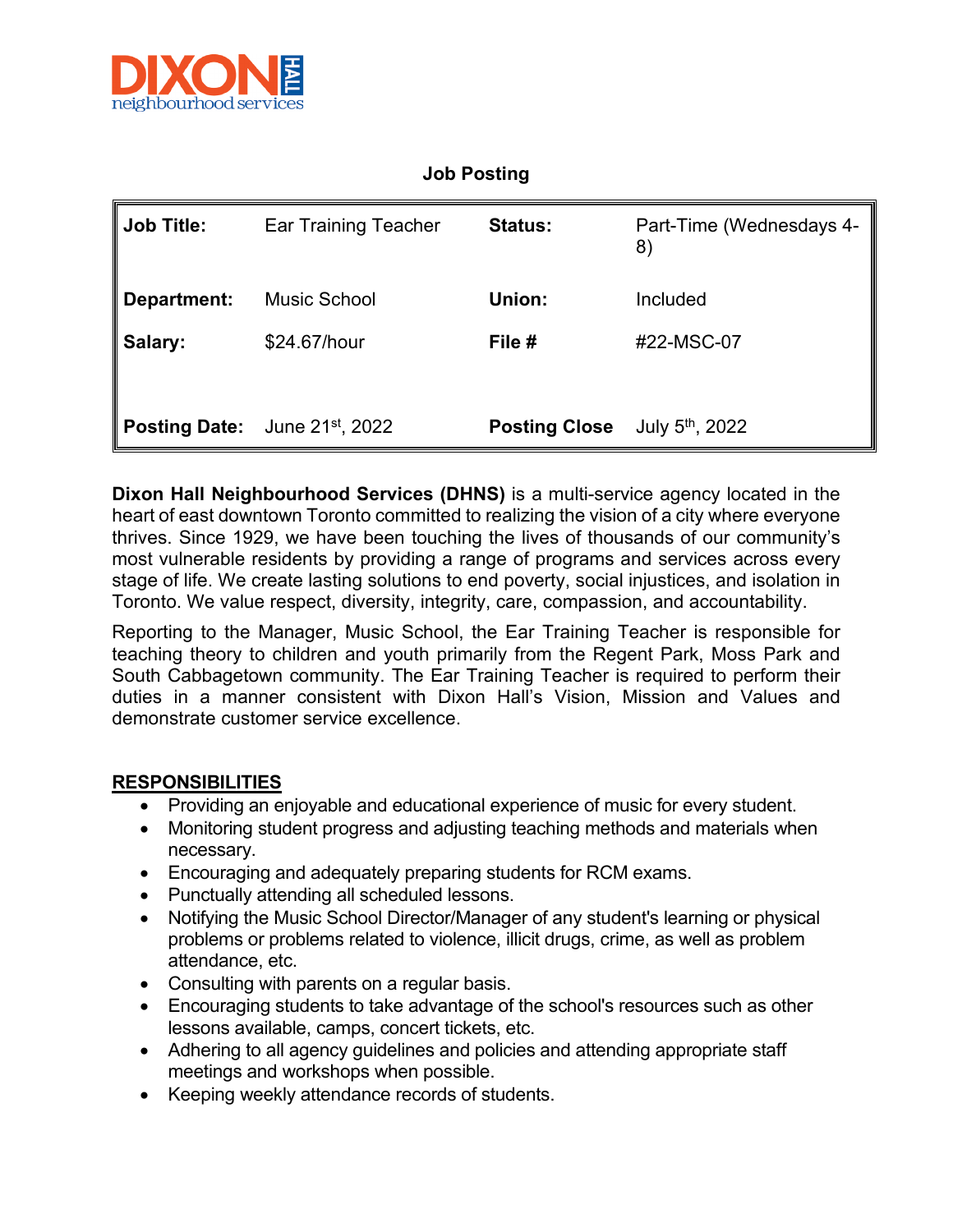DIXON HALL
neighbourhood services

# Job Posting

| **Job Title:** | Ear Training Teacher | **Status:** | Part-Time (Wednesdays 4-8) |
|---|---|---|---|
| **Department:** | Music School | **Union:** | Included |
| **Salary:** | $24.67/hour | **File #** | #22-MSC-07 |
| **Posting Date:** | June 21st, 2022 | **Posting Close** | July 5th, 2022 |

**Dixon Hall Neighbourhood Services (DHNS)** is a multi-service agency located in the heart of east downtown Toronto committed to realizing the vision of a city where everyone thrives. Since 1929, we have been touching the lives of thousands of our community's most vulnerable residents by providing a range of programs and services across every stage of life. We create lasting solutions to end poverty, social injustices, and isolation in Toronto. We value respect, diversity, integrity, care, compassion, and accountability.

Reporting to the Manager, Music School, the Ear Training Teacher is responsible for teaching theory to children and youth primarily from the Regent Park, Moss Park and South Cabbagetown community. The Ear Training Teacher is required to perform their duties in a manner consistent with Dixon Hall's Vision, Mission and Values and demonstrate customer service excellence.

## RESPONSIBILITIES

- Providing an enjoyable and educational experience of music for every student.
- Monitoring student progress and adjusting teaching methods and materials when necessary.
- Encouraging and adequately preparing students for RCM exams.
- Punctually attending all scheduled lessons.
- Notifying the Music School Director/Manager of any student's learning or physical problems or problems related to violence, illicit drugs, crime, as well as problem attendance, etc.
- Consulting with parents on a regular basis.
- Encouraging students to take advantage of the school's resources such as other lessons available, camps, concert tickets, etc.
- Adhering to all agency guidelines and policies and attending appropriate staff meetings and workshops when possible.
- Keeping weekly attendance records of students.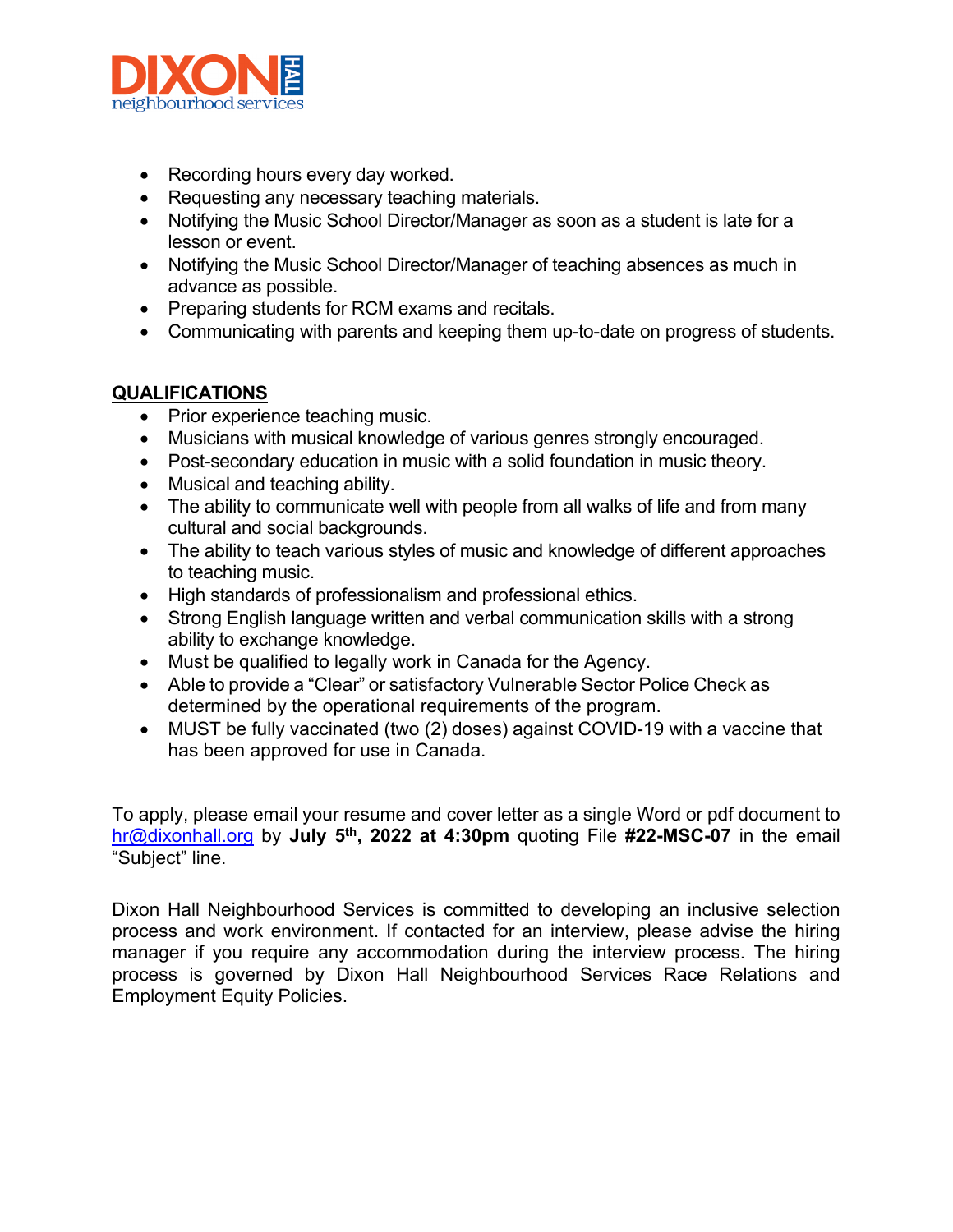- Recording hours every day worked.
- Requesting any necessary teaching materials.
- Notifying the Music School Director/Manager as soon as a student is late for a lesson or event.
- Notifying the Music School Director/Manager of teaching absences as much in advance as possible.
- Preparing students for RCM exams and recitals.
- Communicating with parents and keeping them up-to-date on progress of students.

**QUALIFICATIONS**

- Prior experience teaching music.
- Musicians with musical knowledge of various genres strongly encouraged.
- Post-secondary education in music with a solid foundation in music theory.
- Musical and teaching ability.
- The ability to communicate well with people from all walks of life and from many cultural and social backgrounds.
- The ability to teach various styles of music and knowledge of different approaches to teaching music.
- High standards of professionalism and professional ethics.
- Strong English language written and verbal communication skills with a strong ability to exchange knowledge.
- Must be qualified to legally work in Canada for the Agency.
- Able to provide a “Clear” or satisfactory Vulnerable Sector Police Check as determined by the operational requirements of the program.
- MUST be fully vaccinated (two (2) doses) against COVID-19 with a vaccine that has been approved for use in Canada.

To apply, please email your resume and cover letter as a single Word or pdf document to hr@dixonhall.org by **July 5th, 2022 at 4:30pm** quoting File **#22-MSC-07** in the email “Subject” line.

Dixon Hall Neighbourhood Services is committed to developing an inclusive selection process and work environment. If contacted for an interview, please advise the hiring manager if you require any accommodation during the interview process. The hiring process is governed by Dixon Hall Neighbourhood Services Race Relations and Employment Equity Policies.